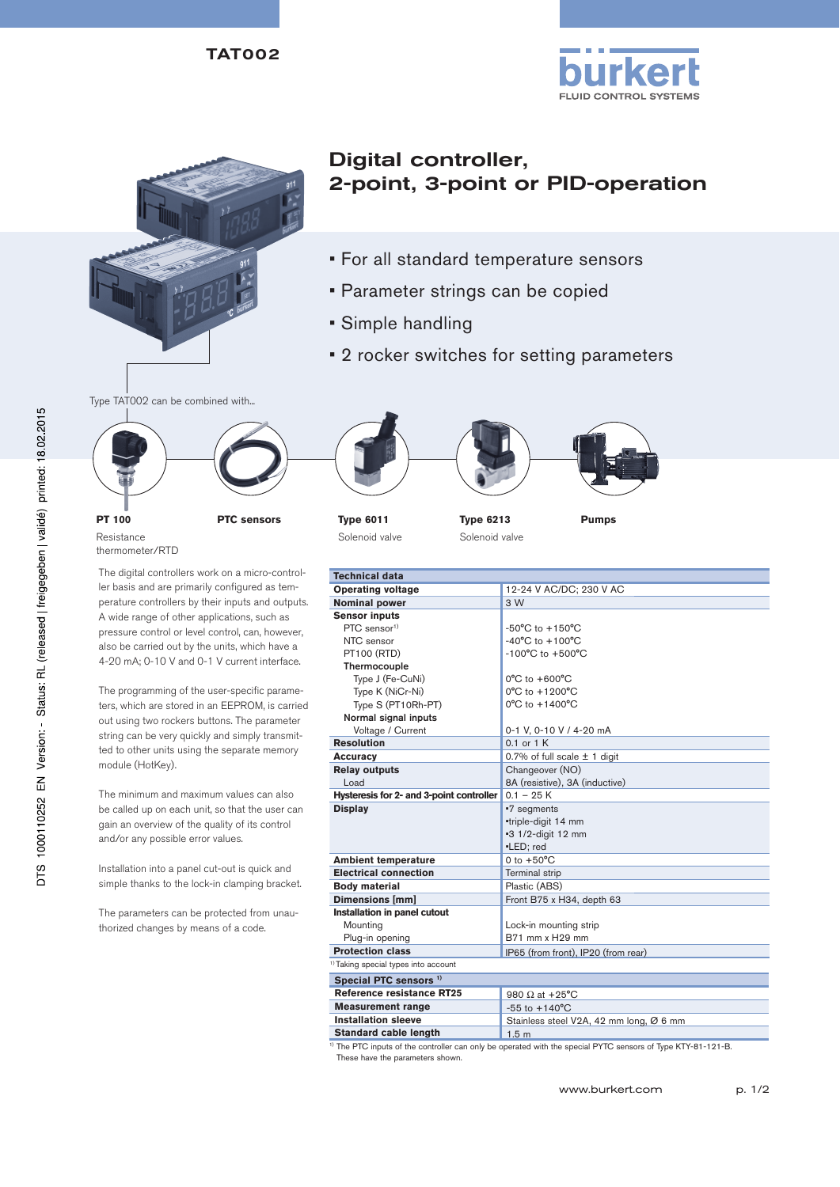TAT002

# Digital controller, 2-point, 3-point or PID-operation

- For all standard temperature sensors
- Parameter strings can be copied
- Simple handling
- 2 rocker switches for setting parameters

Type TAT002 can be combined with...

**PT 100**
Resistance thermometer/RTD

**PTC sensors**

**Type 6011**
Solenoid valve

**Type 6213**
Solenoid valve

**Pumps**

The digital controllers work on a micro-controller basis and are primarily configured as temperature controllers by their inputs and outputs. A wide range of other applications, such as pressure control or level control, can, however, also be carried out by the units, which have a 4-20 mA; 0-10 V and 0-1 V current interface.

The programming of the user-specific parameters, which are stored in an EEPROM, is carried out using two rockers buttons. The parameter string can be very quickly and simply transmitted to other units using the separate memory module (HotKey).

The minimum and maximum values can also be called up on each unit, so that the user can gain an overview of the quality of its control and/or any possible error values.

Installation into a panel cut-out is quick and simple thanks to the lock-in clamping bracket.

The parameters can be protected from unauthorized changes by means of a code.

| Technical data | |
|---|---|
| **Operating voltage** | 12-24 V AC/DC; 230 V AC |
| **Nominal power** | 3 W |
| **Sensor inputs** | |
| PTC sensor[1] | -50°C to +150°C |
| NTC sensor | -40°C to +100°C |
| PT100 (RTD) | -100°C to +500°C |
| **Thermocouple** | |
| Type J (Fe-CuNi) | 0°C to +600°C |
| Type K (NiCr-Ni) | 0°C to +1200°C |
| Type S (PT10Rh-PT) | 0°C to +1400°C |
| **Normal signal inputs** | |
| Voltage / Current | 0-1 V, 0-10 V / 4-20 mA |
| **Resolution** | 0.1 or 1 K |
| **Accuracy** | 0.7% of full scale ± 1 digit |
| **Relay outputs** | Changeover (NO) |
| Load | 8A (resistive), 3A (inductive) |
| **Hysteresis for 2- and 3-point controller** | 0.1 – 25 K |
| **Display** | •7 segments<br>•triple-digit 14 mm<br>•3 1/2-digit 12 mm<br>•LED; red |
| **Ambient temperature** | 0 to +50°C |
| **Electrical connection** | Terminal strip |
| **Body material** | Plastic (ABS) |
| **Dimensions [mm]** | Front B75 x H34, depth 63 |
| **Installation in panel cutout** | |
| Mounting | Lock-in mounting strip |
| Plug-in opening | B71 mm x H29 mm |
| **Protection class** | IP65 (from front), IP20 (from rear) |

[1] Taking special types into account

| Special PTC sensors [1] | |
|---|---|
| **Reference resistance RT25** | 980 Ω at +25°C |
| **Measurement range** | -55 to +140°C |
| **Installation sleeve** | Stainless steel V2A, 42 mm long, Ø 6 mm |
| **Standard cable length** | 1.5 m |

[1] The PTC inputs of the controller can only be operated with the special PYTC sensors of Type KTY-81-121-B. These have the parameters shown.

www.burkert.com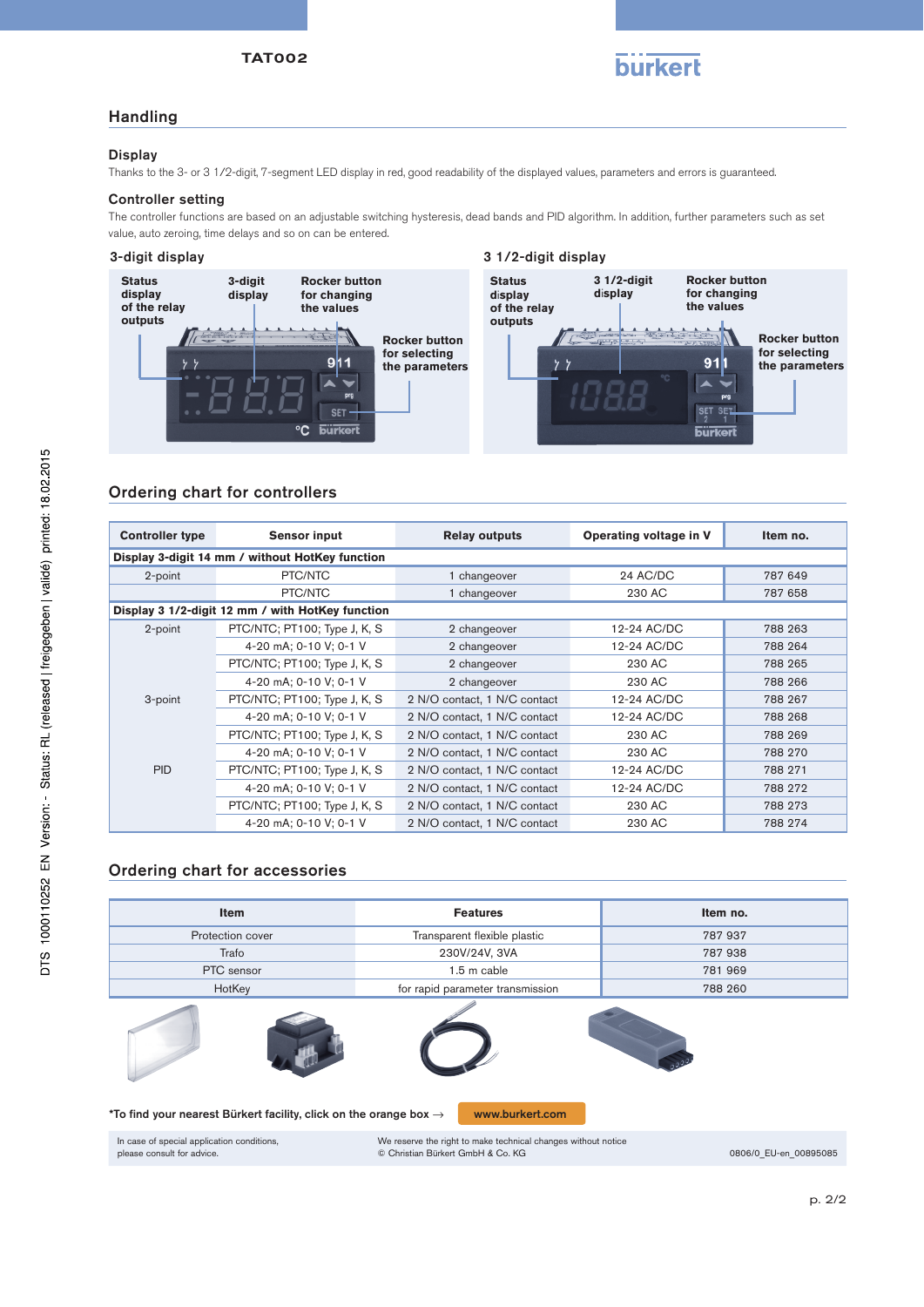## Handling

### Display

Thanks to the 3- or 3 1/2-digit, 7-segment LED display in red, good readability of the displayed values, parameters and errors is guaranteed.

### Controller setting

The controller functions are based on an adjustable switching hysteresis, dead bands and PID algorithm. In addition, further parameters such as set value, auto zeroing, time delays and so on can be entered.

### 3-digit display

Status display of the relay outputs

3-digit display

Rocker button for changing the values

Rocker button for selecting the parameters

### 3 1/2-digit display

Status display of the relay outputs

3 1/2-digit display

Rocker button for changing the values

Rocker button for selecting the parameters

## Ordering chart for controllers

| Controller type | Sensor input | Relay outputs | Operating voltage in V | Item no. |
|---|---|---|---|---|
| **Display 3-digit 14 mm / without HotKey function** | | | | |
| 2-point | PTC/NTC | 1 changeover | 24 AC/DC | 787 649 |
| | PTC/NTC | 1 changeover | 230 AC | 787 658 |
| **Display 3 1/2-digit 12 mm / with HotKey function** | | | | |
| 2-point | PTC/NTC; PT100; Type J, K, S | 2 changeover | 12-24 AC/DC | 788 263 |
| | 4-20 mA; 0-10 V; 0-1 V | 2 changeover | 12-24 AC/DC | 788 264 |
| | PTC/NTC; PT100; Type J, K, S | 2 changeover | 230 AC | 788 265 |
| | 4-20 mA; 0-10 V; 0-1 V | 2 changeover | 230 AC | 788 266 |
| 3-point | PTC/NTC; PT100; Type J, K, S | 2 N/O contact, 1 N/C contact | 12-24 AC/DC | 788 267 |
| | 4-20 mA; 0-10 V; 0-1 V | 2 N/O contact, 1 N/C contact | 12-24 AC/DC | 788 268 |
| | PTC/NTC; PT100; Type J, K, S | 2 N/O contact, 1 N/C contact | 230 AC | 788 269 |
| | 4-20 mA; 0-10 V; 0-1 V | 2 N/O contact, 1 N/C contact | 230 AC | 788 270 |
| PID | PTC/NTC; PT100; Type J, K, S | 2 N/O contact, 1 N/C contact | 12-24 AC/DC | 788 271 |
| | 4-20 mA; 0-10 V; 0-1 V | 2 N/O contact, 1 N/C contact | 12-24 AC/DC | 788 272 |
| | PTC/NTC; PT100; Type J, K, S | 2 N/O contact, 1 N/C contact | 230 AC | 788 273 |
| | 4-20 mA; 0-10 V; 0-1 V | 2 N/O contact, 1 N/C contact | 230 AC | 788 274 |

## Ordering chart for accessories

| Item | Features | Item no. |
|---|---|---|
| Protection cover | Transparent flexible plastic | 787 937 |
| Trafo | 230V/24V, 3VA | 787 938 |
| PTC sensor | 1.5 m cable | 781 969 |
| HotKey | for rapid parameter transmission | 788 260 |

*To find your nearest Bürkert facility, click on the orange box → www.burkert.com

In case of special application conditions, please consult for advice.

We reserve the right to make technical changes without notice
© Christian Bürkert GmbH & Co. KG

0806/0_EU-en_00895085